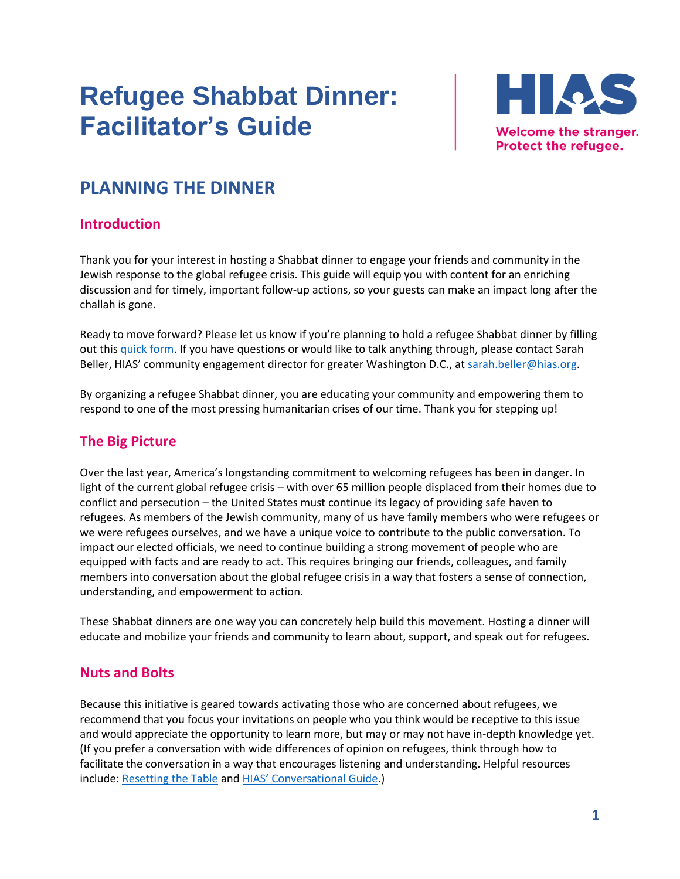# Refugee Shabbat Dinner: Facilitator's Guide

HIAS

Welcome the stranger. Protect the refugee.

## PLANNING THE DINNER

### Introduction

Thank you for your interest in hosting a Shabbat dinner to engage your friends and community in the Jewish response to the global refugee crisis. This guide will equip you with content for an enriching discussion and for timely, important follow-up actions, so your guests can make an impact long after the challah is gone.

Ready to move forward? Please let us know if you're planning to hold a refugee Shabbat dinner by filling out this quick form. If you have questions or would like to talk anything through, please contact Sarah Beller, HIAS' community engagement director for greater Washington D.C., at sarah.beller@hias.org.

By organizing a refugee Shabbat dinner, you are educating your community and empowering them to respond to one of the most pressing humanitarian crises of our time. Thank you for stepping up!

### The Big Picture

Over the last year, America's longstanding commitment to welcoming refugees has been in danger. In light of the current global refugee crisis – with over 65 million people displaced from their homes due to conflict and persecution – the United States must continue its legacy of providing safe haven to refugees. As members of the Jewish community, many of us have family members who were refugees or we were refugees ourselves, and we have a unique voice to contribute to the public conversation. To impact our elected officials, we need to continue building a strong movement of people who are equipped with facts and are ready to act. This requires bringing our friends, colleagues, and family members into conversation about the global refugee crisis in a way that fosters a sense of connection, understanding, and empowerment to action.

These Shabbat dinners are one way you can concretely help build this movement. Hosting a dinner will educate and mobilize your friends and community to learn about, support, and speak out for refugees.

### Nuts and Bolts

Because this initiative is geared towards activating those who are concerned about refugees, we recommend that you focus your invitations on people who you think would be receptive to this issue and would appreciate the opportunity to learn more, but may or may not have in-depth knowledge yet. (If you prefer a conversation with wide differences of opinion on refugees, think through how to facilitate the conversation in a way that encourages listening and understanding. Helpful resources include: Resetting the Table and HIAS' Conversational Guide.)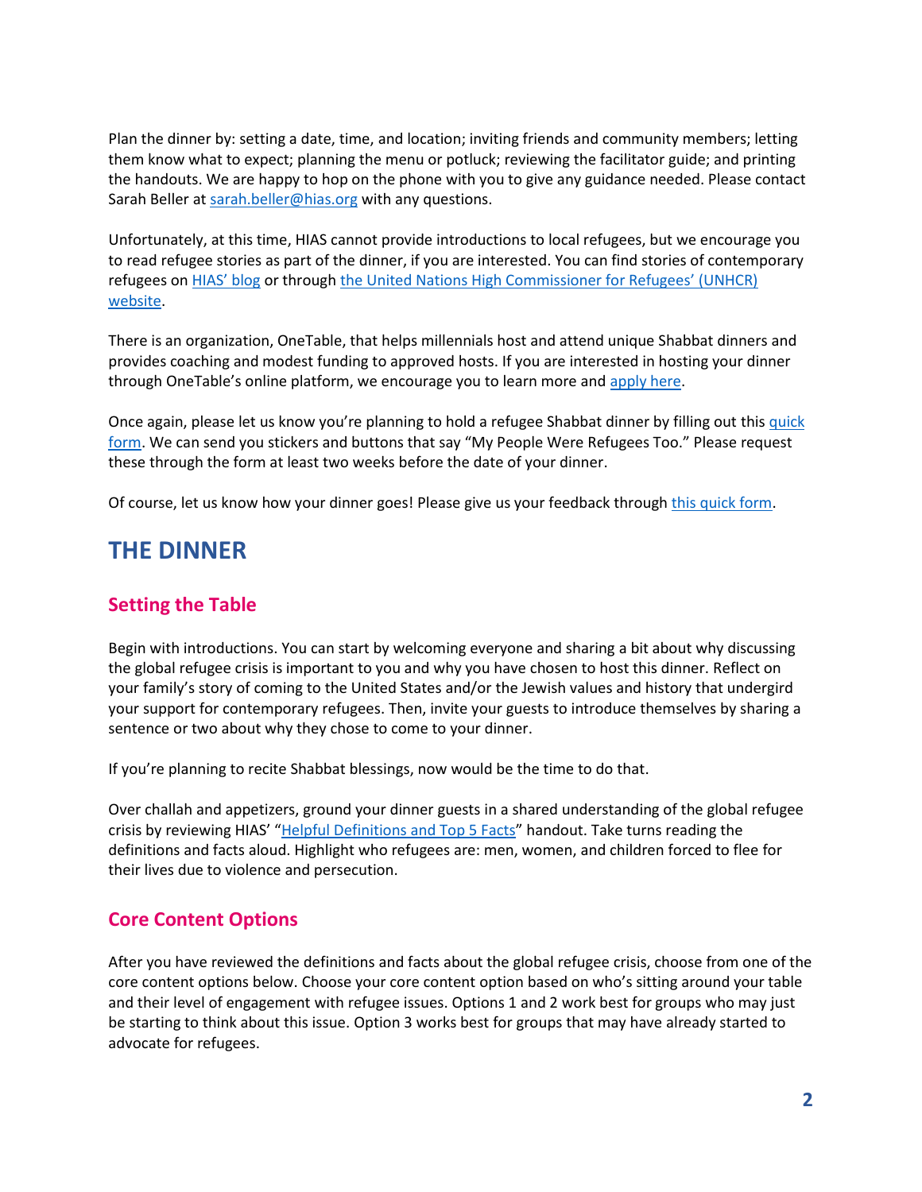Plan the dinner by: setting a date, time, and location; inviting friends and community members; letting them know what to expect; planning the menu or potluck; reviewing the facilitator guide; and printing the handouts. We are happy to hop on the phone with you to give any guidance needed. Please contact Sarah Beller at sarah.beller@hias.org with any questions.

Unfortunately, at this time, HIAS cannot provide introductions to local refugees, but we encourage you to read refugee stories as part of the dinner, if you are interested. You can find stories of contemporary refugees on HIAS' blog or through the United Nations High Commissioner for Refugees' (UNHCR) website.

There is an organization, OneTable, that helps millennials host and attend unique Shabbat dinners and provides coaching and modest funding to approved hosts. If you are interested in hosting your dinner through OneTable's online platform, we encourage you to learn more and apply here.

Once again, please let us know you're planning to hold a refugee Shabbat dinner by filling out this quick form. We can send you stickers and buttons that say "My People Were Refugees Too." Please request these through the form at least two weeks before the date of your dinner.

Of course, let us know how your dinner goes! Please give us your feedback through this quick form.

# THE DINNER

## Setting the Table

Begin with introductions. You can start by welcoming everyone and sharing a bit about why discussing the global refugee crisis is important to you and why you have chosen to host this dinner. Reflect on your family's story of coming to the United States and/or the Jewish values and history that undergird your support for contemporary refugees. Then, invite your guests to introduce themselves by sharing a sentence or two about why they chose to come to your dinner.

If you're planning to recite Shabbat blessings, now would be the time to do that.

Over challah and appetizers, ground your dinner guests in a shared understanding of the global refugee crisis by reviewing HIAS' "Helpful Definitions and Top 5 Facts" handout. Take turns reading the definitions and facts aloud. Highlight who refugees are: men, women, and children forced to flee for their lives due to violence and persecution.

## Core Content Options

After you have reviewed the definitions and facts about the global refugee crisis, choose from one of the core content options below. Choose your core content option based on who's sitting around your table and their level of engagement with refugee issues. Options 1 and 2 work best for groups who may just be starting to think about this issue. Option 3 works best for groups that may have already started to advocate for refugees.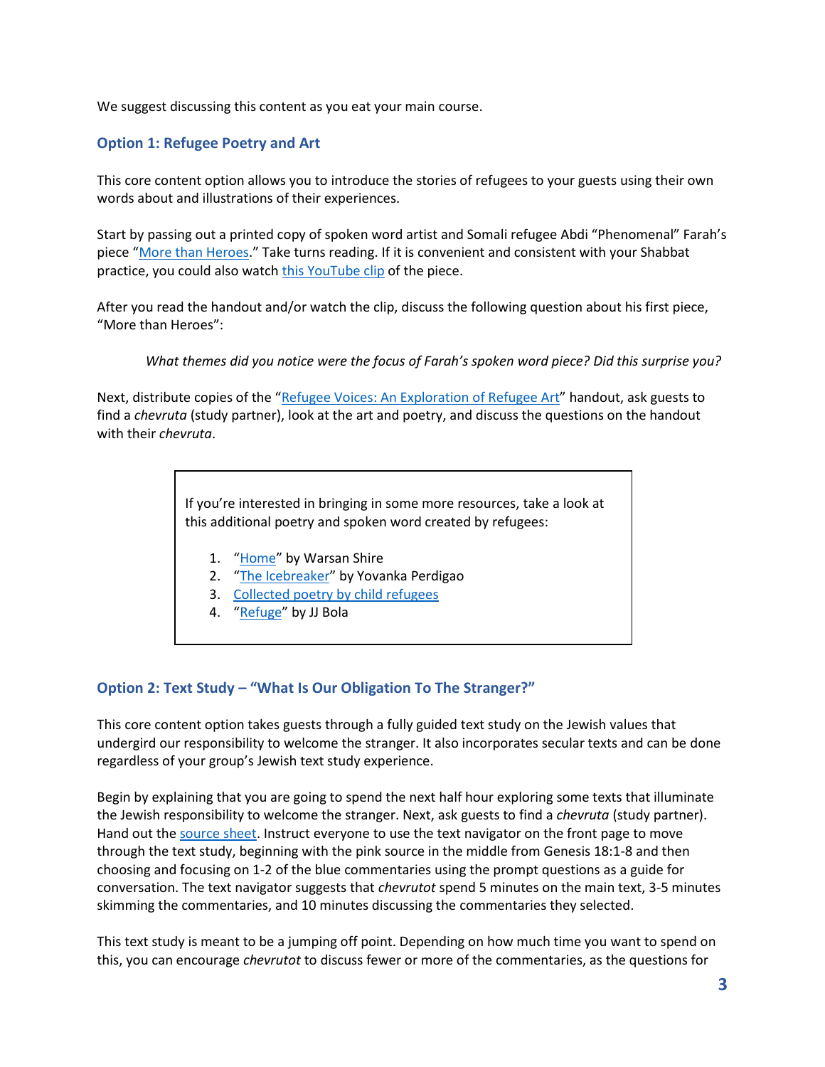We suggest discussing this content as you eat your main course.

### Option 1: Refugee Poetry and Art

This core content option allows you to introduce the stories of refugees to your guests using their own words about and illustrations of their experiences.

Start by passing out a printed copy of spoken word artist and Somali refugee Abdi "Phenomenal" Farah's piece "More than Heroes." Take turns reading. If it is convenient and consistent with your Shabbat practice, you could also watch this YouTube clip of the piece.

After you read the handout and/or watch the clip, discuss the following question about his first piece, "More than Heroes":

> *What themes did you notice were the focus of Farah's spoken word piece? Did this surprise you?*

Next, distribute copies of the "Refugee Voices: An Exploration of Refugee Art" handout, ask guests to find a *chevruta* (study partner), look at the art and poetry, and discuss the questions on the handout with their *chevruta*.

> If you're interested in bringing in some more resources, take a look at this additional poetry and spoken word created by refugees:
>
> 1. "Home" by Warsan Shire
> 2. "The Icebreaker" by Yovanka Perdigao
> 3. Collected poetry by child refugees
> 4. "Refuge" by JJ Bola

### Option 2: Text Study – "What Is Our Obligation To The Stranger?"

This core content option takes guests through a fully guided text study on the Jewish values that undergird our responsibility to welcome the stranger. It also incorporates secular texts and can be done regardless of your group's Jewish text study experience.

Begin by explaining that you are going to spend the next half hour exploring some texts that illuminate the Jewish responsibility to welcome the stranger. Next, ask guests to find a *chevruta* (study partner). Hand out the source sheet. Instruct everyone to use the text navigator on the front page to move through the text study, beginning with the pink source in the middle from Genesis 18:1-8 and then choosing and focusing on 1-2 of the blue commentaries using the prompt questions as a guide for conversation. The text navigator suggests that *chevrutot* spend 5 minutes on the main text, 3-5 minutes skimming the commentaries, and 10 minutes discussing the commentaries they selected.

This text study is meant to be a jumping off point. Depending on how much time you want to spend on this, you can encourage *chevrutot* to discuss fewer or more of the commentaries, as the questions for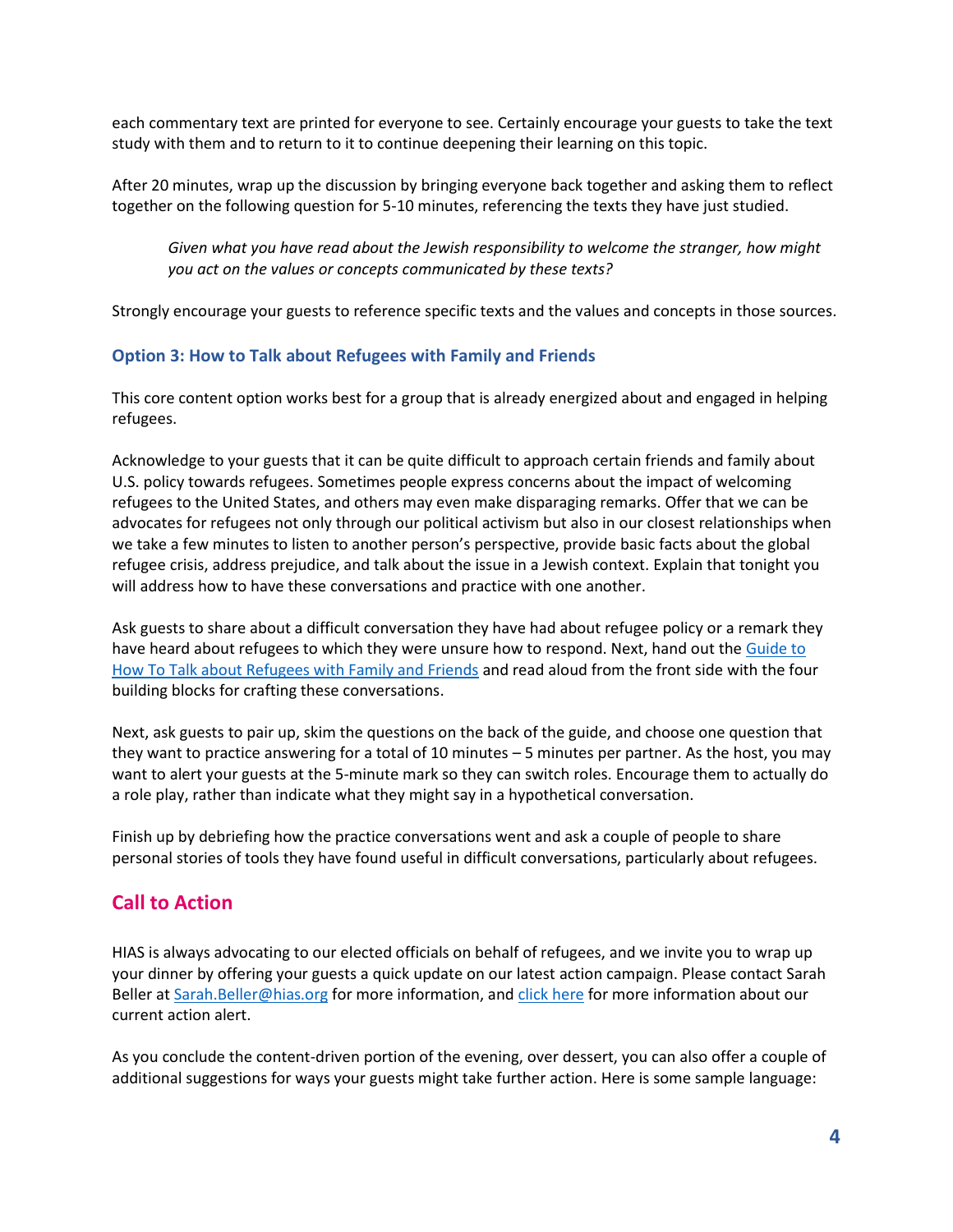each commentary text are printed for everyone to see. Certainly encourage your guests to take the text study with them and to return to it to continue deepening their learning on this topic.

After 20 minutes, wrap up the discussion by bringing everyone back together and asking them to reflect together on the following question for 5-10 minutes, referencing the texts they have just studied.

> *Given what you have read about the Jewish responsibility to welcome the stranger, how might you act on the values or concepts communicated by these texts?*

Strongly encourage your guests to reference specific texts and the values and concepts in those sources.

### Option 3: How to Talk about Refugees with Family and Friends

This core content option works best for a group that is already energized about and engaged in helping refugees.

Acknowledge to your guests that it can be quite difficult to approach certain friends and family about U.S. policy towards refugees. Sometimes people express concerns about the impact of welcoming refugees to the United States, and others may even make disparaging remarks. Offer that we can be advocates for refugees not only through our political activism but also in our closest relationships when we take a few minutes to listen to another person's perspective, provide basic facts about the global refugee crisis, address prejudice, and talk about the issue in a Jewish context. Explain that tonight you will address how to have these conversations and practice with one another.

Ask guests to share about a difficult conversation they have had about refugee policy or a remark they have heard about refugees to which they were unsure how to respond. Next, hand out the Guide to How To Talk about Refugees with Family and Friends and read aloud from the front side with the four building blocks for crafting these conversations.

Next, ask guests to pair up, skim the questions on the back of the guide, and choose one question that they want to practice answering for a total of 10 minutes – 5 minutes per partner. As the host, you may want to alert your guests at the 5-minute mark so they can switch roles. Encourage them to actually do a role play, rather than indicate what they might say in a hypothetical conversation.

Finish up by debriefing how the practice conversations went and ask a couple of people to share personal stories of tools they have found useful in difficult conversations, particularly about refugees.

## Call to Action

HIAS is always advocating to our elected officials on behalf of refugees, and we invite you to wrap up your dinner by offering your guests a quick update on our latest action campaign. Please contact Sarah Beller at Sarah.Beller@hias.org for more information, and click here for more information about our current action alert.

As you conclude the content-driven portion of the evening, over dessert, you can also offer a couple of additional suggestions for ways your guests might take further action. Here is some sample language: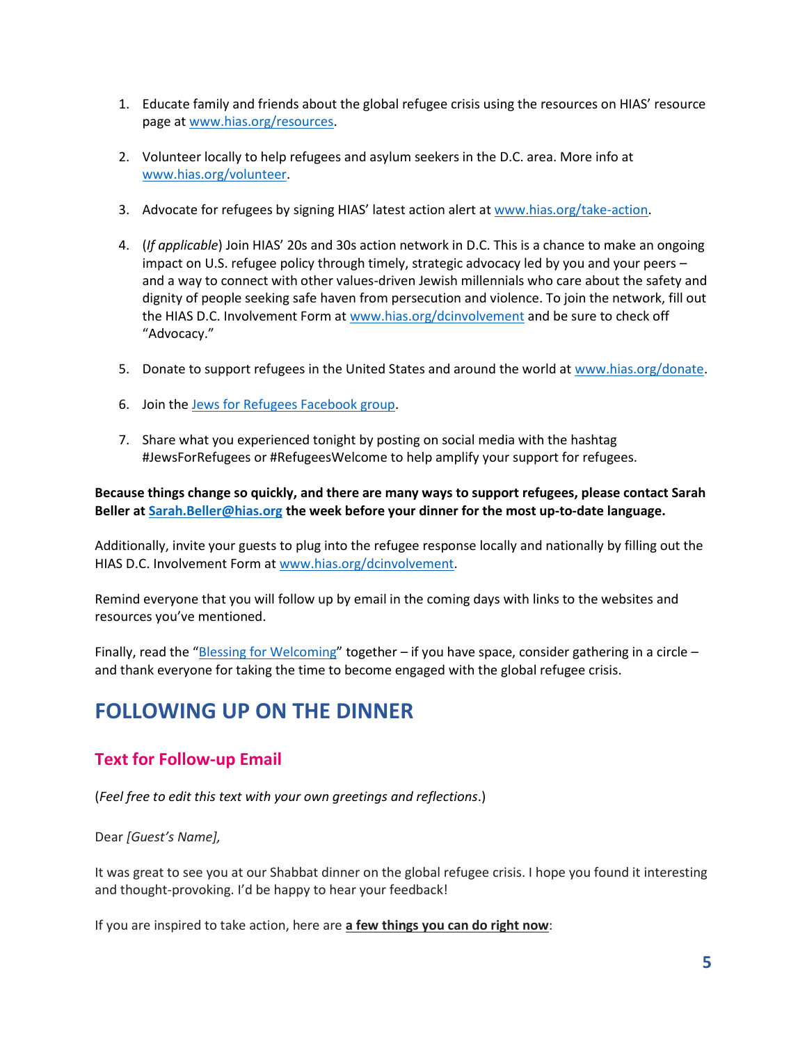1. Educate family and friends about the global refugee crisis using the resources on HIAS' resource page at www.hias.org/resources.

2. Volunteer locally to help refugees and asylum seekers in the D.C. area. More info at www.hias.org/volunteer.

3. Advocate for refugees by signing HIAS' latest action alert at www.hias.org/take-action.

4. (*If applicable*) Join HIAS' 20s and 30s action network in D.C. This is a chance to make an ongoing impact on U.S. refugee policy through timely, strategic advocacy led by you and your peers – and a way to connect with other values-driven Jewish millennials who care about the safety and dignity of people seeking safe haven from persecution and violence. To join the network, fill out the HIAS D.C. Involvement Form at www.hias.org/dcinvolvement and be sure to check off "Advocacy."

5. Donate to support refugees in the United States and around the world at www.hias.org/donate.

6. Join the Jews for Refugees Facebook group.

7. Share what you experienced tonight by posting on social media with the hashtag #JewsForRefugees or #RefugeesWelcome to help amplify your support for refugees.

**Because things change so quickly, and there are many ways to support refugees, please contact Sarah Beller at Sarah.Beller@hias.org the week before your dinner for the most up-to-date language.**

Additionally, invite your guests to plug into the refugee response locally and nationally by filling out the HIAS D.C. Involvement Form at www.hias.org/dcinvolvement.

Remind everyone that you will follow up by email in the coming days with links to the websites and resources you've mentioned.

Finally, read the "Blessing for Welcoming" together – if you have space, consider gathering in a circle – and thank everyone for taking the time to become engaged with the global refugee crisis.

# FOLLOWING UP ON THE DINNER

## Text for Follow-up Email

(*Feel free to edit this text with your own greetings and reflections*.)

Dear *[Guest's Name],*

It was great to see you at our Shabbat dinner on the global refugee crisis. I hope you found it interesting and thought-provoking. I'd be happy to hear your feedback!

If you are inspired to take action, here are **a few things you can do right now**: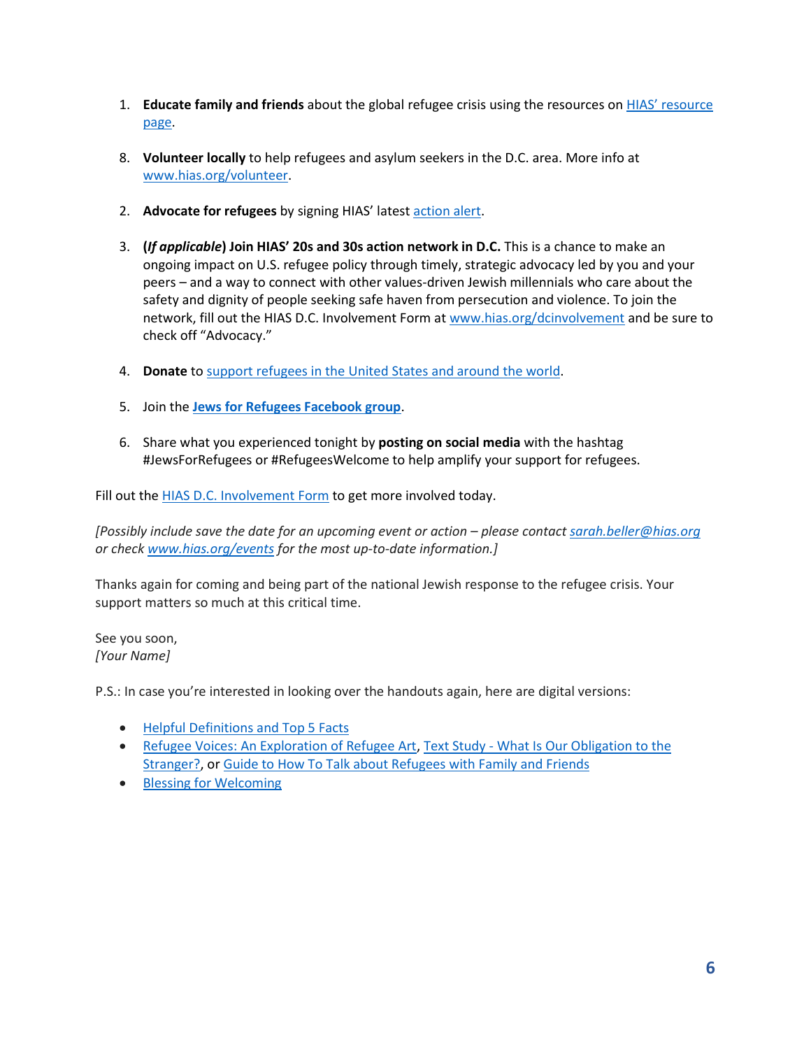1. **Educate family and friends** about the global refugee crisis using the resources on HIAS' resource page.

8. **Volunteer locally** to help refugees and asylum seekers in the D.C. area. More info at www.hias.org/volunteer.

2. **Advocate for refugees** by signing HIAS' latest action alert.

3. **(*If applicable*) Join HIAS' 20s and 30s action network in D.C.** This is a chance to make an ongoing impact on U.S. refugee policy through timely, strategic advocacy led by you and your peers – and a way to connect with other values-driven Jewish millennials who care about the safety and dignity of people seeking safe haven from persecution and violence. To join the network, fill out the HIAS D.C. Involvement Form at www.hias.org/dcinvolvement and be sure to check off "Advocacy."

4. **Donate** to support refugees in the United States and around the world.

5. Join the **Jews for Refugees Facebook group**.

6. Share what you experienced tonight by **posting on social media** with the hashtag #JewsForRefugees or #RefugeesWelcome to help amplify your support for refugees.

Fill out the HIAS D.C. Involvement Form to get more involved today.

*[Possibly include save the date for an upcoming event or action – please contact sarah.beller@hias.org or check www.hias.org/events for the most up-to-date information.]*

Thanks again for coming and being part of the national Jewish response to the refugee crisis. Your support matters so much at this critical time.

See you soon,
*[Your Name]*

P.S.: In case you're interested in looking over the handouts again, here are digital versions:

- Helpful Definitions and Top 5 Facts
- Refugee Voices: An Exploration of Refugee Art, Text Study - What Is Our Obligation to the Stranger?, or Guide to How To Talk about Refugees with Family and Friends
- Blessing for Welcoming